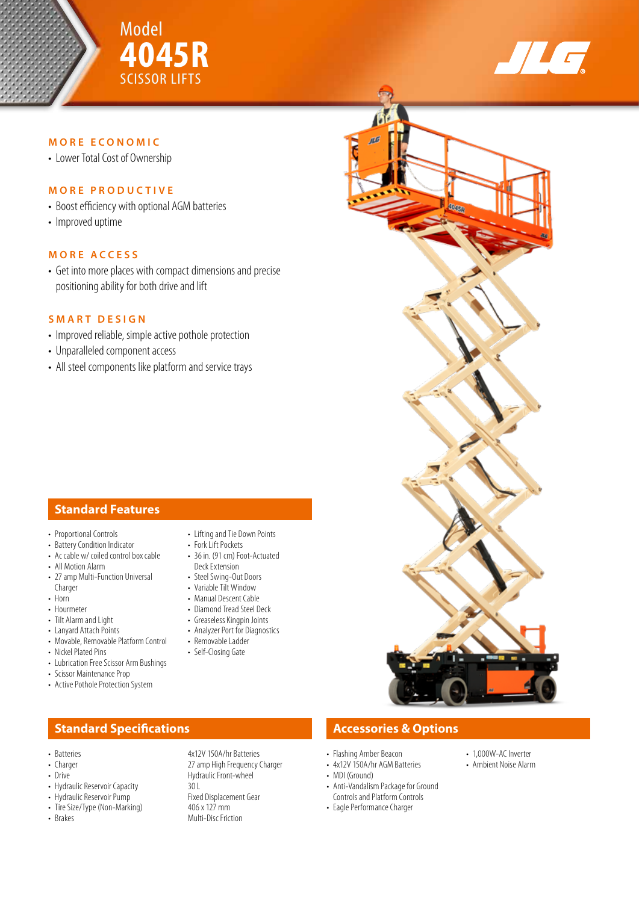# Model 4045R SCISSOR LIFTS

JLG

## MORE ECONOMIC

- Lower Total Cost of Ownership

## MORE PRODUCTIVE

- Boost efficiency with optional AGM batteries
- Improved uptime

## MORE ACCESS

- Get into more places with compact dimensions and precise positioning ability for both drive and lift

## SMART DESIGN

- Improved reliable, simple active pothole protection
- Unparalleled component access
- All steel components like platform and service trays

## Standard Features

- Proportional Controls
- Battery Condition Indicator
- Ac cable w/ coiled control box cable
- All Motion Alarm
- 27 amp Multi-Function Universal Charger
- Horn
- Hourmeter
- Tilt Alarm and Light
- Lanyard Attach Points
- Movable, Removable Platform Control
- Nickel Plated Pins
- Lubrication Free Scissor Arm Bushings
- Scissor Maintenance Prop
- Active Pothole Protection System
- Lifting and Tie Down Points
- Fork Lift Pockets
- 36 in. (91 cm) Foot-Actuated Deck Extension
- Steel Swing-Out Doors
- Variable Tilt Window
- Manual Descent Cable
- Diamond Tread Steel Deck
- Greaseless Kingpin Joints
- Analyzer Port for Diagnostics
- Removable Ladder
- Self-Closing Gate

## Standard Specifications

| | |
|---|---|
| Batteries | 4x12V 150A/hr Batteries |
| Charger | 27 amp High Frequency Charger |
| Drive | Hydraulic Front-wheel |
| Hydraulic Reservoir Capacity | 30 L |
| Hydraulic Reservoir Pump | Fixed Displacement Gear |
| Tire Size/Type (Non-Marking) | 406 x 127 mm |
| Brakes | Multi-Disc Friction |

## Accessories & Options

- Flashing Amber Beacon
- 4x12V 150A/hr AGM Batteries
- MDI (Ground)
- Anti-Vandalism Package for Ground Controls and Platform Controls
- Eagle Performance Charger
- 1,000W-AC Inverter
- Ambient Noise Alarm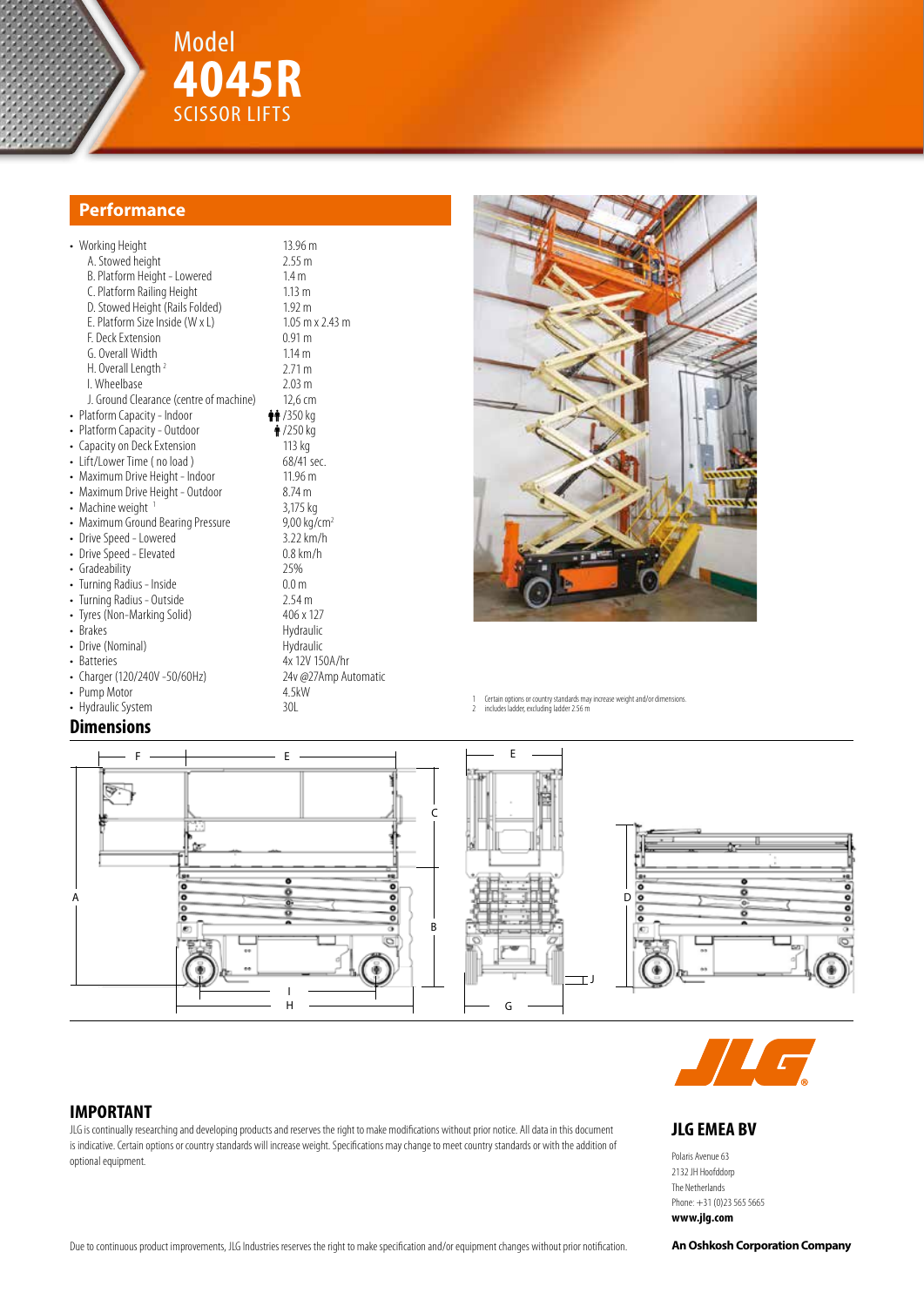# Model 4045R SCISSOR LIFTS

## Performance

| | |
|---|---|
| • Working Height | 13.96 m |
| A. Stowed height | 2.55 m |
| B. Platform Height - Lowered | 1.4 m |
| C. Platform Railing Height | 1.13 m |
| D. Stowed Height (Rails Folded) | 1.92 m |
| E. Platform Size Inside (W x L) | 1.05 m x 2.43 m |
| F. Deck Extension | 0.91 m |
| G. Overall Width | 1.14 m |
| H. Overall Length [2] | 2.71 m |
| I. Wheelbase | 2.03 m |
| J. Ground Clearance (centre of machine) | 12,6 cm |
| • Platform Capacity - Indoor | /350 kg |
| • Platform Capacity - Outdoor | /250 kg |
| • Capacity on Deck Extension | 113 kg |
| • Lift/Lower Time ( no load ) | 68/41 sec. |
| • Maximum Drive Height - Indoor | 11.96 m |
| • Maximum Drive Height - Outdoor | 8.74 m |
| • Machine weight [1] | 3,175 kg |
| • Maximum Ground Bearing Pressure | 9,00 kg/cm² |
| • Drive Speed - Lowered | 3.22 km/h |
| • Drive Speed - Elevated | 0.8 km/h |
| • Gradeability | 25% |
| • Turning Radius - Inside | 0.0 m |
| • Turning Radius - Outside | 2.54 m |
| • Tyres (Non-Marking Solid) | 406 x 127 |
| • Brakes | Hydraulic |
| • Drive (Nominal) | Hydraulic |
| • Batteries | 4x 12V 150A/hr |
| • Charger (120/240V -50/60Hz) | 24v @27Amp Automatic |
| • Pump Motor | 4.5kW |
| • Hydraulic System | 30L |

1 Certain options or country standards may increase weight and/or dimensions.
2 includes ladder, excluding ladder 2.56 m

## Dimensions

F E C A B I H E G J D

## IMPORTANT

JLG is continually researching and developing products and reserves the right to make modifications without prior notice. All data in this document is indicative. Certain options or country standards will increase weight. Specifications may change to meet country standards or with the addition of optional equipment.

Due to continuous product improvements, JLG Industries reserves the right to make specification and/or equipment changes without prior notification.

JLG

## JLG EMEA BV

Polaris Avenue 63
2132 JH Hoofddorp
The Netherlands
Phone: +31 (0)23 565 5665
**www.jlg.com**

**An Oshkosh Corporation Company**